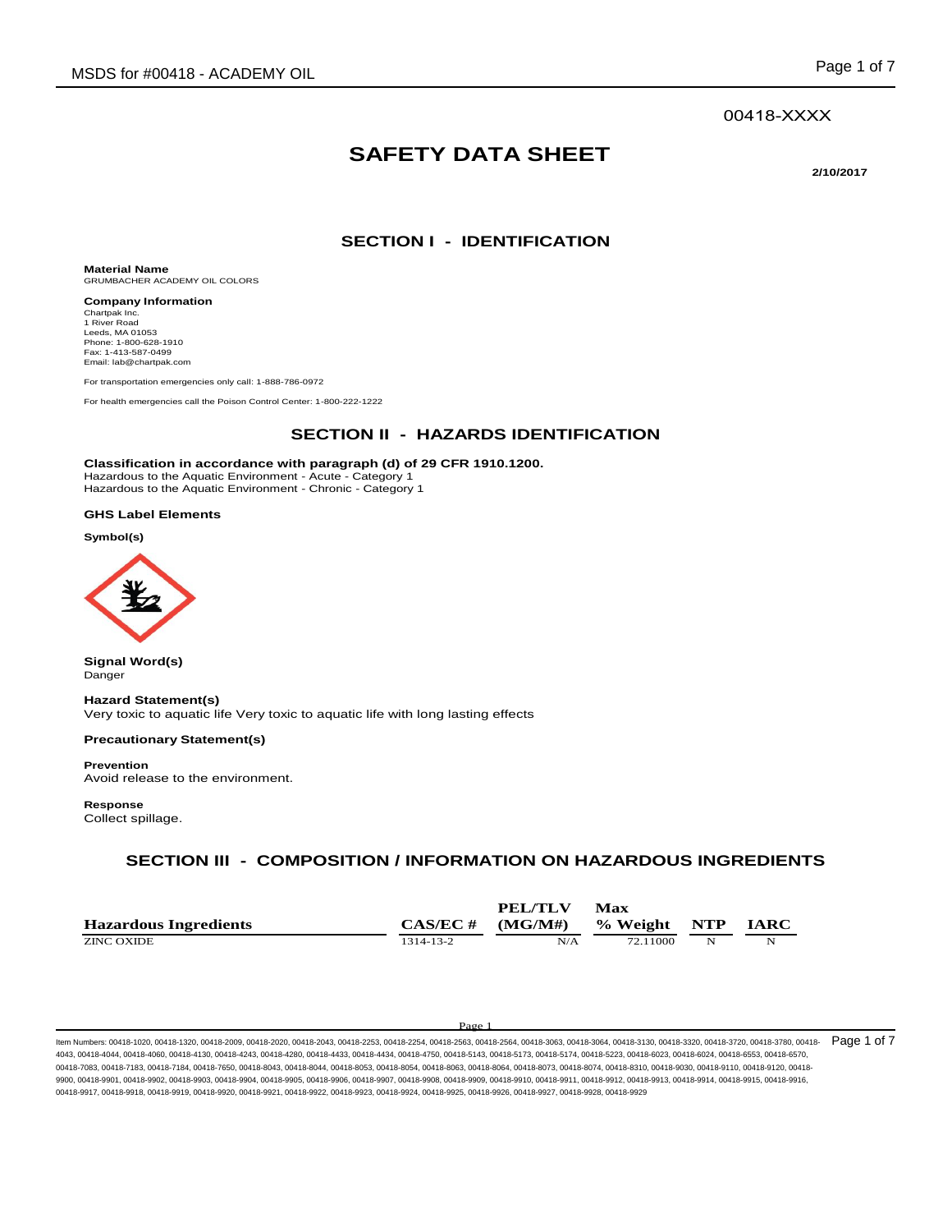00418-XXXX

# SAFETY DATA SHEET

**2/10/2017**

## SECTION I - IDENTIFICATION

**Material Name**
GRUMBACHER ACADEMY OIL COLORS

**Company Information**
Chartpak Inc.
1 River Road
Leeds, MA 01053
Phone: 1-800-628-1910
Fax: 1-413-587-0499
Email: lab@chartpak.com

For transportation emergencies only call: 1-888-786-0972

For health emergencies call the Poison Control Center: 1-800-222-1222

## SECTION II - HAZARDS IDENTIFICATION

**Classification in accordance with paragraph (d) of 29 CFR 1910.1200.**
Hazardous to the Aquatic Environment - Acute - Category 1
Hazardous to the Aquatic Environment - Chronic - Category 1

**GHS Label Elements**

**Symbol(s)**

**Signal Word(s)**
Danger

**Hazard Statement(s)**
Very toxic to aquatic life Very toxic to aquatic life with long lasting effects

**Precautionary Statement(s)**

**Prevention**
Avoid release to the environment.

**Response**
Collect spillage.

## SECTION III - COMPOSITION / INFORMATION ON HAZARDOUS INGREDIENTS

| Hazardous Ingredients | CAS/EC # | PEL/TLV (MG/M#) | Max % Weight | NTP | IARC |
|---|---|---|---|---|---|
| ZINC OXIDE | 1314-13-2 | N/A | 72.11000 | N | N |

Item Numbers: 00418-1020, 00418-1320, 00418-2009, 00418-2020, 00418-2043, 00418-2253, 00418-2254, 00418-2563, 00418-2564, 00418-3063, 00418-3064, 00418-3130, 00418-3320, 00418-3720, 00418-3780, 00418-4043, 00418-4044, 00418-4060, 00418-4130, 00418-4243, 00418-4280, 00418-4433, 00418-4434, 00418-4750, 00418-5143, 00418-5173, 00418-5174, 00418-5223, 00418-6023, 00418-6024, 00418-6553, 00418-6570, 00418-7083, 00418-7183, 00418-7184, 00418-7650, 00418-8043, 00418-8044, 00418-8053, 00418-8054, 00418-8063, 00418-8064, 00418-8073, 00418-8074, 00418-8310, 00418-9030, 00418-9110, 00418-9120, 00418-9900, 00418-9901, 00418-9902, 00418-9903, 00418-9904, 00418-9905, 00418-9906, 00418-9907, 00418-9908, 00418-9909, 00418-9910, 00418-9911, 00418-9912, 00418-9913, 00418-9914, 00418-9915, 00418-9916, 00418-9917, 00418-9918, 00418-9919, 00418-9920, 00418-9921, 00418-9922, 00418-9923, 00418-9924, 00418-9925, 00418-9926, 00418-9927, 00418-9928, 00418-9929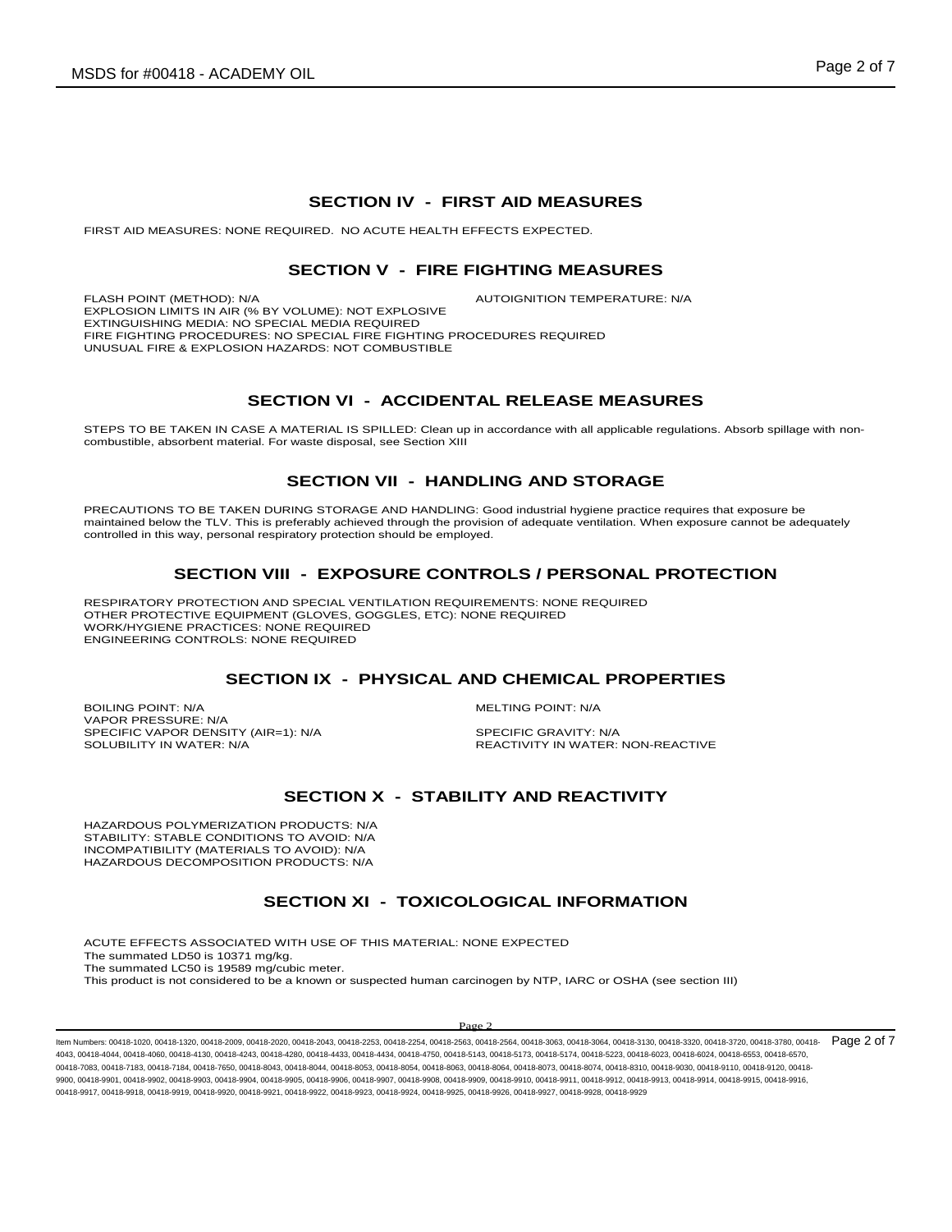## SECTION IV - FIRST AID MEASURES

FIRST AID MEASURES: NONE REQUIRED. NO ACUTE HEALTH EFFECTS EXPECTED.

## SECTION V - FIRE FIGHTING MEASURES

FLASH POINT (METHOD): N/A

AUTOIGNITION TEMPERATURE: N/A

EXPLOSION LIMITS IN AIR (% BY VOLUME): NOT EXPLOSIVE

EXTINGUISHING MEDIA: NO SPECIAL MEDIA REQUIRED

FIRE FIGHTING PROCEDURES: NO SPECIAL FIRE FIGHTING PROCEDURES REQUIRED

UNUSUAL FIRE & EXPLOSION HAZARDS: NOT COMBUSTIBLE

## SECTION VI - ACCIDENTAL RELEASE MEASURES

STEPS TO BE TAKEN IN CASE A MATERIAL IS SPILLED: Clean up in accordance with all applicable regulations. Absorb spillage with non-combustible, absorbent material. For waste disposal, see Section XIII

## SECTION VII - HANDLING AND STORAGE

PRECAUTIONS TO BE TAKEN DURING STORAGE AND HANDLING: Good industrial hygiene practice requires that exposure be maintained below the TLV. This is preferably achieved through the provision of adequate ventilation. When exposure cannot be adequately controlled in this way, personal respiratory protection should be employed.

## SECTION VIII - EXPOSURE CONTROLS / PERSONAL PROTECTION

RESPIRATORY PROTECTION AND SPECIAL VENTILATION REQUIREMENTS: NONE REQUIRED

OTHER PROTECTIVE EQUIPMENT (GLOVES, GOGGLES, ETC): NONE REQUIRED

WORK/HYGIENE PRACTICES: NONE REQUIRED

ENGINEERING CONTROLS: NONE REQUIRED

## SECTION IX - PHYSICAL AND CHEMICAL PROPERTIES

BOILING POINT: N/A

MELTING POINT: N/A

VAPOR PRESSURE: N/A

SPECIFIC VAPOR DENSITY (AIR=1): N/A

SPECIFIC GRAVITY: N/A

SOLUBILITY IN WATER: N/A

REACTIVITY IN WATER: NON-REACTIVE

## SECTION X - STABILITY AND REACTIVITY

HAZARDOUS POLYMERIZATION PRODUCTS: N/A

STABILITY: STABLE CONDITIONS TO AVOID: N/A

INCOMPATIBILITY (MATERIALS TO AVOID): N/A

HAZARDOUS DECOMPOSITION PRODUCTS: N/A

## SECTION XI - TOXICOLOGICAL INFORMATION

ACUTE EFFECTS ASSOCIATED WITH USE OF THIS MATERIAL: NONE EXPECTED

The summated LD50 is 10371 mg/kg.

The summated LC50 is 19589 mg/cubic meter.

This product is not considered to be a known or suspected human carcinogen by NTP, IARC or OSHA (see section III)

Item Numbers: 00418-1020, 00418-1320, 00418-2009, 00418-2020, 00418-2043, 00418-2253, 00418-2254, 00418-2563, 00418-2564, 00418-3063, 00418-3064, 00418-3130, 00418-3320, 00418-3720, 00418-3780, 00418-4043, 00418-4044, 00418-4060, 00418-4130, 00418-4243, 00418-4280, 00418-4433, 00418-4434, 00418-4750, 00418-5143, 00418-5173, 00418-5174, 00418-5223, 00418-6023, 00418-6024, 00418-6553, 00418-6570, 00418-7083, 00418-7183, 00418-7184, 00418-7650, 00418-8043, 00418-8044, 00418-8053, 00418-8054, 00418-8063, 00418-8064, 00418-8073, 00418-8074, 00418-8310, 00418-9030, 00418-9110, 00418-9120, 00418-9900, 00418-9901, 00418-9902, 00418-9903, 00418-9904, 00418-9905, 00418-9906, 00418-9907, 00418-9908, 00418-9909, 00418-9910, 00418-9911, 00418-9912, 00418-9913, 00418-9914, 00418-9915, 00418-9916, 00418-9917, 00418-9918, 00418-9919, 00418-9920, 00418-9921, 00418-9922, 00418-9923, 00418-9924, 00418-9925, 00418-9926, 00418-9927, 00418-9928, 00418-9929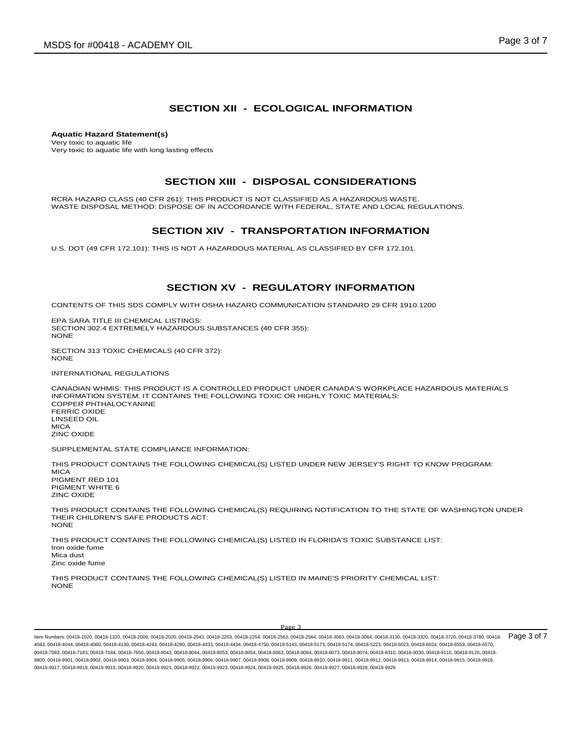## SECTION XII - ECOLOGICAL INFORMATION

**Aquatic Hazard Statement(s)**
Very toxic to aquatic life
Very toxic to aquatic life with long lasting effects

## SECTION XIII - DISPOSAL CONSIDERATIONS

RCRA HAZARD CLASS (40 CFR 261): THIS PRODUCT IS NOT CLASSIFIED AS A HAZARDOUS WASTE.
WASTE DISPOSAL METHOD: DISPOSE OF IN ACCORDANCE WITH FEDERAL, STATE AND LOCAL REGULATIONS.

## SECTION XIV - TRANSPORTATION INFORMATION

U.S. DOT (49 CFR 172.101): THIS IS NOT A HAZARDOUS MATERIAL AS CLASSIFIED BY CFR 172.101.

## SECTION XV - REGULATORY INFORMATION

CONTENTS OF THIS SDS COMPLY WITH OSHA HAZARD COMMUNICATION STANDARD 29 CFR 1910.1200

EPA SARA TITLE III CHEMICAL LISTINGS:
SECTION 302.4 EXTREMELY HAZARDOUS SUBSTANCES (40 CFR 355):
NONE

SECTION 313 TOXIC CHEMICALS (40 CFR 372):
NONE

INTERNATIONAL REGULATIONS

CANADIAN WHMIS: THIS PRODUCT IS A CONTROLLED PRODUCT UNDER CANADA'S WORKPLACE HAZARDOUS MATERIALS INFORMATION SYSTEM. IT CONTAINS THE FOLLOWING TOXIC OR HIGHLY TOXIC MATERIALS:
COPPER PHTHALOCYANINE
FERRIC OXIDE
LINSEED OIL
MICA
ZINC OXIDE

SUPPLEMENTAL STATE COMPLIANCE INFORMATION:

THIS PRODUCT CONTAINS THE FOLLOWING CHEMICAL(S) LISTED UNDER NEW JERSEY'S RIGHT TO KNOW PROGRAM:
MICA
PIGMENT RED 101
PIGMENT WHITE 6
ZINC OXIDE

THIS PRODUCT CONTAINS THE FOLLOWING CHEMICAL(S) REQUIRING NOTIFICATION TO THE STATE OF WASHINGTON UNDER THEIR CHILDREN'S SAFE PRODUCTS ACT:
NONE

THIS PRODUCT CONTAINS THE FOLLOWING CHEMICAL(S) LISTED IN FLORIDA'S TOXIC SUBSTANCE LIST:
Iron oxide fume
Mica dust
Zinc oxide fume

THIS PRODUCT CONTAINS THE FOLLOWING CHEMICAL(S) LISTED IN MAINE'S PRIORITY CHEMICAL LIST:
NONE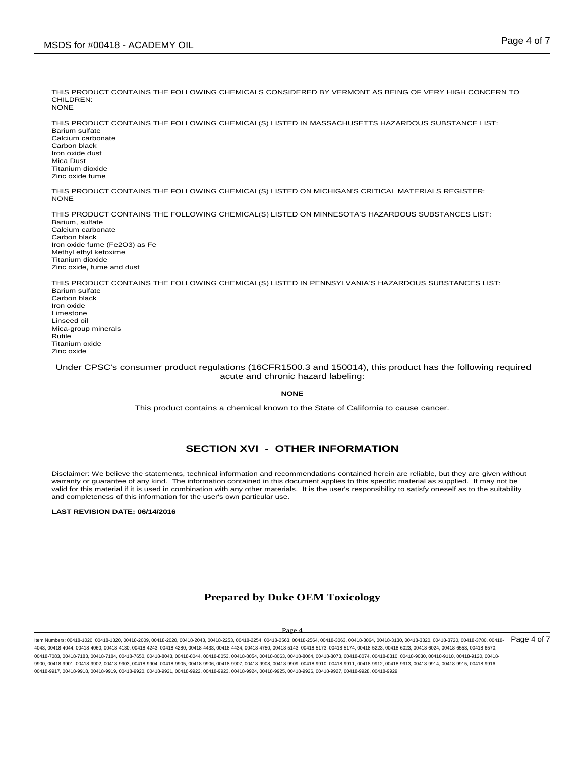THIS PRODUCT CONTAINS THE FOLLOWING CHEMICALS CONSIDERED BY VERMONT AS BEING OF VERY HIGH CONCERN TO CHILDREN:
NONE

THIS PRODUCT CONTAINS THE FOLLOWING CHEMICAL(S) LISTED IN MASSACHUSETTS HAZARDOUS SUBSTANCE LIST:
Barium sulfate
Calcium carbonate
Carbon black
Iron oxide dust
Mica Dust
Titanium dioxide
Zinc oxide fume

THIS PRODUCT CONTAINS THE FOLLOWING CHEMICAL(S) LISTED ON MICHIGAN'S CRITICAL MATERIALS REGISTER:
NONE

THIS PRODUCT CONTAINS THE FOLLOWING CHEMICAL(S) LISTED ON MINNESOTA'S HAZARDOUS SUBSTANCES LIST:
Barium, sulfate
Calcium carbonate
Carbon black
Iron oxide fume ($Fe_2O_3$) as Fe
Methyl ethyl ketoxime
Titanium dioxide
Zinc oxide, fume and dust

THIS PRODUCT CONTAINS THE FOLLOWING CHEMICAL(S) LISTED IN PENNSYLVANIA'S HAZARDOUS SUBSTANCES LIST:
Barium sulfate
Carbon black
Iron oxide
Limestone
Linseed oil
Mica-group minerals
Rutile
Titanium oxide
Zinc oxide

Under CPSC's consumer product regulations (16CFR1500.3 and 150014), this product has the following required acute and chronic hazard labeling:

**NONE**

This product contains a chemical known to the State of California to cause cancer.

## SECTION XVI - OTHER INFORMATION

Disclaimer: We believe the statements, technical information and recommendations contained herein are reliable, but they are given without warranty or guarantee of any kind. The information contained in this document applies to this specific material as supplied. It may not be valid for this material if it is used in combination with any other materials. It is the user's responsibility to satisfy oneself as to the suitability and completeness of this information for the user's own particular use.

**LAST REVISION DATE: 06/14/2016**

**Prepared by Duke OEM Toxicology**

Item Numbers: 00418-1020, 00418-1320, 00418-2009, 00418-2020, 00418-2043, 00418-2253, 00418-2254, 00418-2563, 00418-2564, 00418-3063, 00418-3064, 00418-3130, 00418-3320, 00418-3720, 00418-3780, 00418-4043, 00418-4044, 00418-4060, 00418-4130, 00418-4243, 00418-4280, 00418-4433, 00418-4434, 00418-4750, 00418-5143, 00418-5173, 00418-5174, 00418-5223, 00418-6023, 00418-6024, 00418-6553, 00418-6570, 00418-7083, 00418-7183, 00418-7184, 00418-7650, 00418-8043, 00418-8044, 00418-8053, 00418-8054, 00418-8063, 00418-8064, 00418-8073, 00418-8074, 00418-8310, 00418-9030, 00418-9110, 00418-9120, 00418-9900, 00418-9901, 00418-9902, 00418-9903, 00418-9904, 00418-9905, 00418-9906, 00418-9907, 00418-9908, 00418-9909, 00418-9910, 00418-9911, 00418-9912, 00418-9913, 00418-9914, 00418-9915, 00418-9916, 00418-9917, 00418-9918, 00418-9919, 00418-9920, 00418-9921, 00418-9922, 00418-9923, 00418-9924, 00418-9925, 00418-9926, 00418-9927, 00418-9928, 00418-9929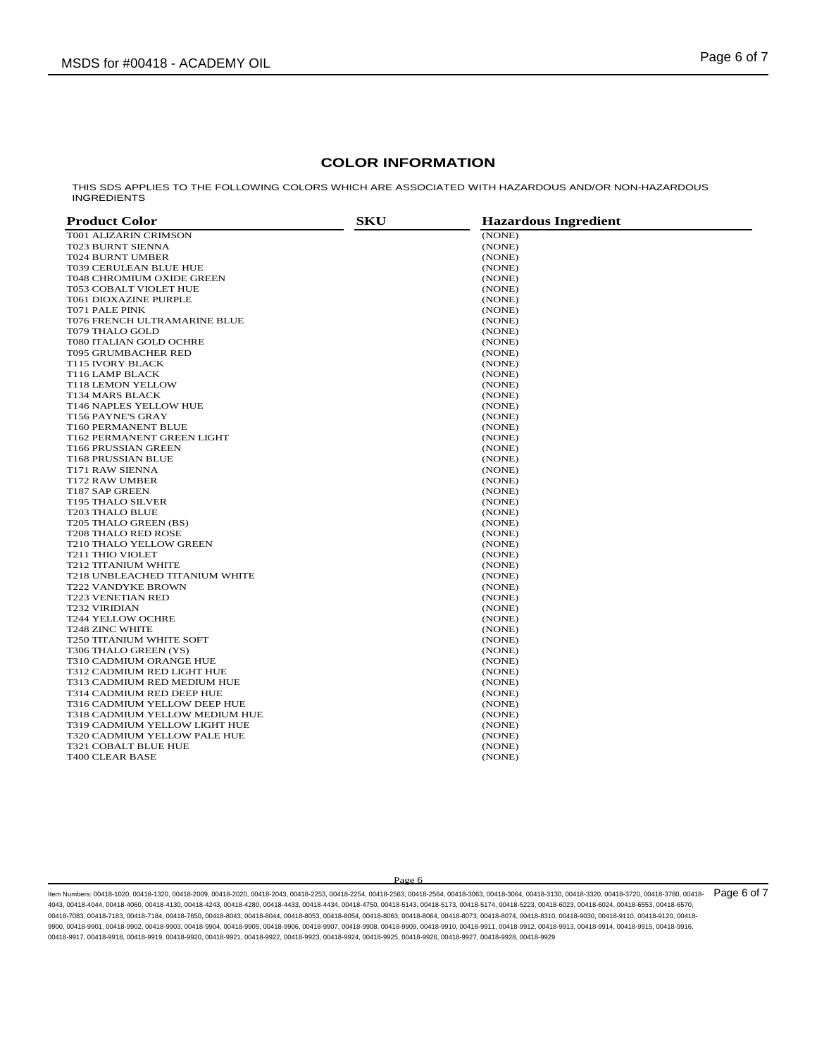## COLOR INFORMATION

THIS SDS APPLIES TO THE FOLLOWING COLORS WHICH ARE ASSOCIATED WITH HAZARDOUS AND/OR NON-HAZARDOUS INGREDIENTS

| Product Color | SKU | Hazardous Ingredient |
|---|---|---|
| T001 ALIZARIN CRIMSON | | (NONE) |
| T023 BURNT SIENNA | | (NONE) |
| T024 BURNT UMBER | | (NONE) |
| T039 CERULEAN BLUE HUE | | (NONE) |
| T048 CHROMIUM OXIDE GREEN | | (NONE) |
| T053 COBALT VIOLET HUE | | (NONE) |
| T061 DIOXAZINE PURPLE | | (NONE) |
| T071 PALE PINK | | (NONE) |
| T076 FRENCH ULTRAMARINE BLUE | | (NONE) |
| T079 THALO GOLD | | (NONE) |
| T080 ITALIAN GOLD OCHRE | | (NONE) |
| T095 GRUMBACHER RED | | (NONE) |
| T115 IVORY BLACK | | (NONE) |
| T116 LAMP BLACK | | (NONE) |
| T118 LEMON YELLOW | | (NONE) |
| T134 MARS BLACK | | (NONE) |
| T146 NAPLES YELLOW HUE | | (NONE) |
| T156 PAYNE'S GRAY | | (NONE) |
| T160 PERMANENT BLUE | | (NONE) |
| T162 PERMANENT GREEN LIGHT | | (NONE) |
| T166 PRUSSIAN GREEN | | (NONE) |
| T168 PRUSSIAN BLUE | | (NONE) |
| T171 RAW SIENNA | | (NONE) |
| T172 RAW UMBER | | (NONE) |
| T187 SAP GREEN | | (NONE) |
| T195 THALO SILVER | | (NONE) |
| T203 THALO BLUE | | (NONE) |
| T205 THALO GREEN (BS) | | (NONE) |
| T208 THALO RED ROSE | | (NONE) |
| T210 THALO YELLOW GREEN | | (NONE) |
| T211 THIO VIOLET | | (NONE) |
| T212 TITANIUM WHITE | | (NONE) |
| T218 UNBLEACHED TITANIUM WHITE | | (NONE) |
| T222 VANDYKE BROWN | | (NONE) |
| T223 VENETIAN RED | | (NONE) |
| T232 VIRIDIAN | | (NONE) |
| T244 YELLOW OCHRE | | (NONE) |
| T248 ZINC WHITE | | (NONE) |
| T250 TITANIUM WHITE SOFT | | (NONE) |
| T306 THALO GREEN (YS) | | (NONE) |
| T310 CADMIUM ORANGE HUE | | (NONE) |
| T312 CADMIUM RED LIGHT HUE | | (NONE) |
| T313 CADMIUM RED MEDIUM HUE | | (NONE) |
| T314 CADMIUM RED DEEP HUE | | (NONE) |
| T316 CADMIUM YELLOW DEEP HUE | | (NONE) |
| T318 CADMIUM YELLOW MEDIUM HUE | | (NONE) |
| T319 CADMIUM YELLOW LIGHT HUE | | (NONE) |
| T320 CADMIUM YELLOW PALE HUE | | (NONE) |
| T321 COBALT BLUE HUE | | (NONE) |
| T400 CLEAR BASE | | (NONE) |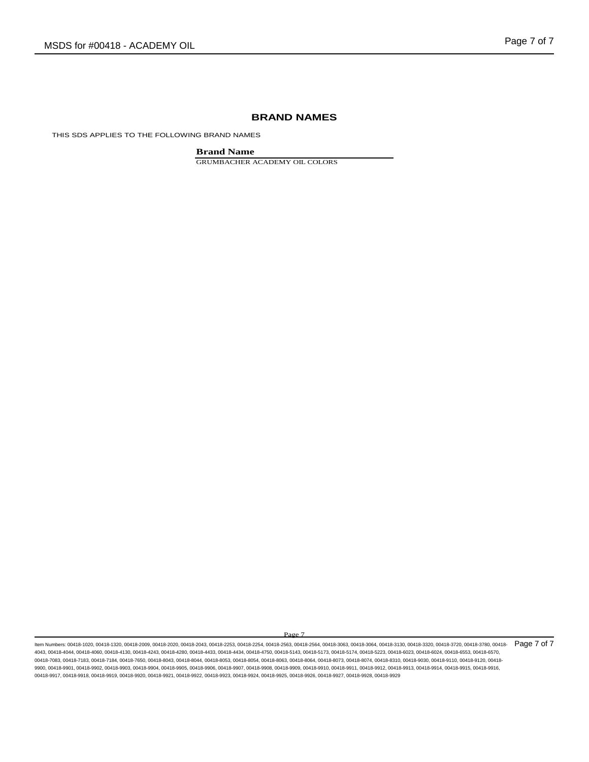## BRAND NAMES

THIS SDS APPLIES TO THE FOLLOWING BRAND NAMES

| Brand Name |
| --- |
| GRUMBACHER ACADEMY OIL COLORS |